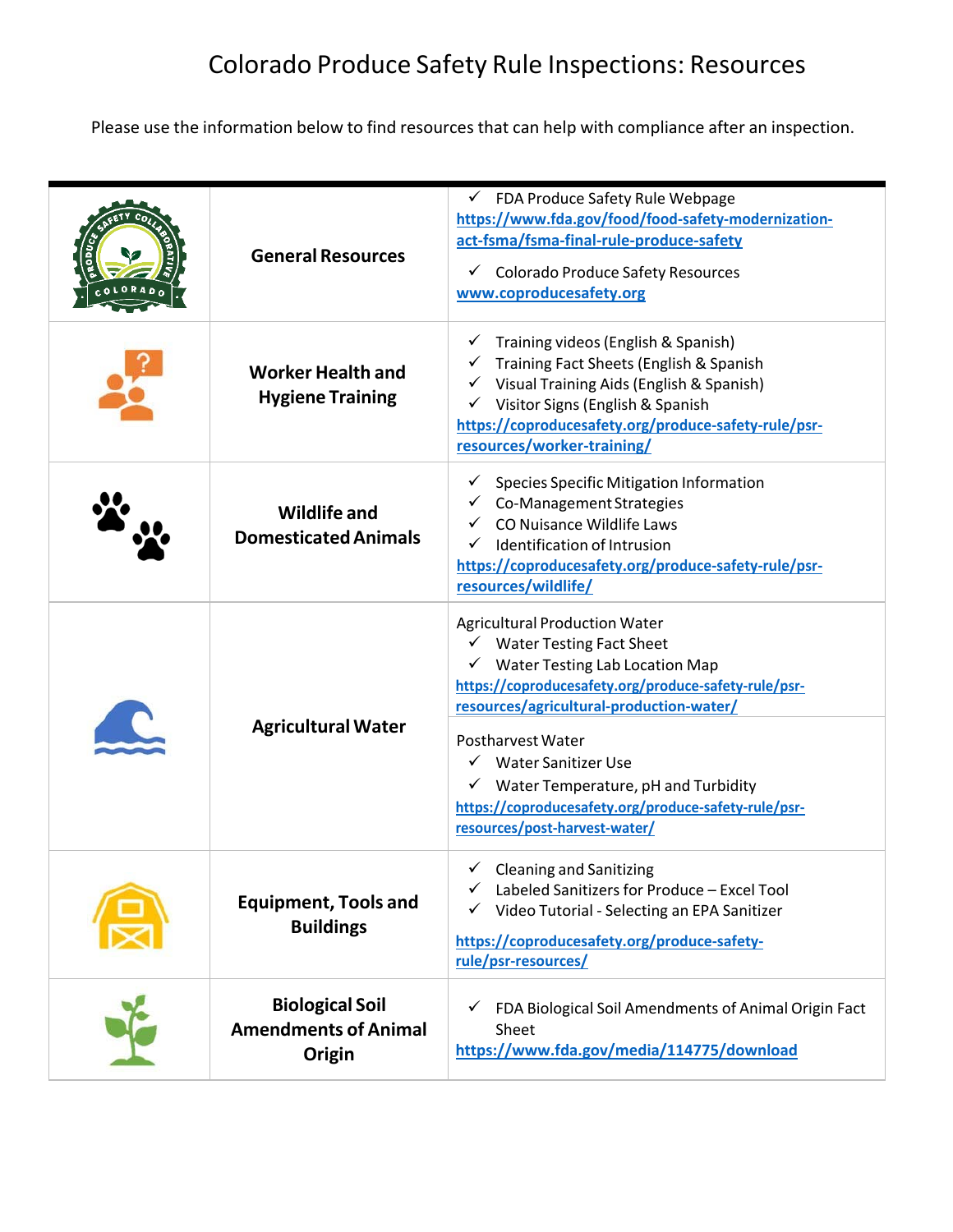# Colorado Produce Safety Rule Inspections: Resources

Please use the information below to find resources that can help with compliance after an inspection.

| | | |
|---|---|---|
| | **General Resources** | ✓ FDA Produce Safety Rule Webpage<br>https://www.fda.gov/food/food-safety-modernization-act-fsma/fsma-final-rule-produce-safety<br>✓ Colorado Produce Safety Resources<br>www.coproducesafety.org |
| | **Worker Health and Hygiene Training** | ✓ Training videos (English & Spanish)<br>✓ Training Fact Sheets (English & Spanish<br>✓ Visual Training Aids (English & Spanish)<br>✓ Visitor Signs (English & Spanish<br>https://coproducesafety.org/produce-safety-rule/psr-resources/worker-training/ |
| | **Wildlife and Domesticated Animals** | ✓ Species Specific Mitigation Information<br>✓ Co-Management Strategies<br>✓ CO Nuisance Wildlife Laws<br>✓ Identification of Intrusion<br>https://coproducesafety.org/produce-safety-rule/psr-resources/wildlife/ |
| | **Agricultural Water** | Agricultural Production Water<br>✓ Water Testing Fact Sheet<br>✓ Water Testing Lab Location Map<br>https://coproducesafety.org/produce-safety-rule/psr-resources/agricultural-production-water/ |
| | | Postharvest Water<br>✓ Water Sanitizer Use<br>✓ Water Temperature, pH and Turbidity<br>https://coproducesafety.org/produce-safety-rule/psr-resources/post-harvest-water/ |
| | **Equipment, Tools and Buildings** | ✓ Cleaning and Sanitizing<br>✓ Labeled Sanitizers for Produce – Excel Tool<br>✓ Video Tutorial - Selecting an EPA Sanitizer<br>https://coproducesafety.org/produce-safety-rule/psr-resources/ |
| | **Biological Soil Amendments of Animal Origin** | ✓ FDA Biological Soil Amendments of Animal Origin Fact Sheet<br>https://www.fda.gov/media/114775/download |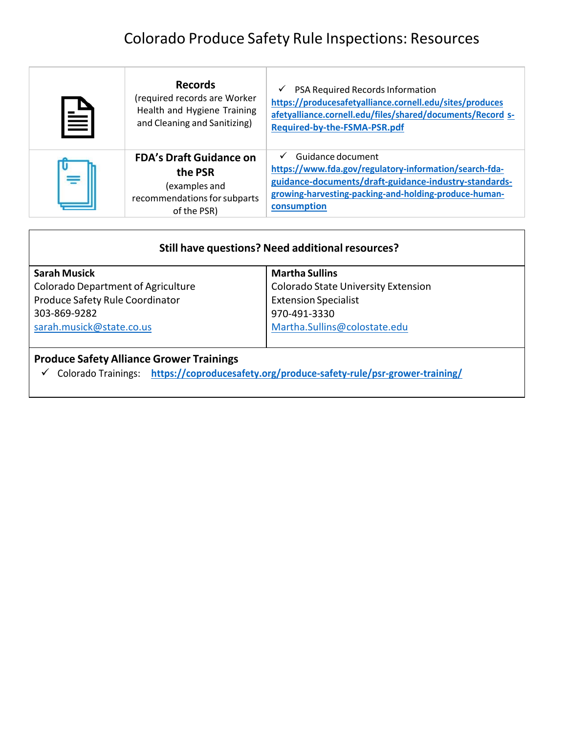# Colorado Produce Safety Rule Inspections: Resources

| | | |
|---|---|---|
| | **Records** (required records are Worker Health and Hygiene Training and Cleaning and Sanitizing) | ✓ PSA Required Records Information **https://producesafetyalliance.cornell.edu/sites/producesafetyalliance.cornell.edu/files/shared/documents/Records-Required-by-the-FSMA-PSR.pdf** |
| | **FDA's Draft Guidance on the PSR** (examples and recommendations for subparts of the PSR) | ✓ Guidance document **https://www.fda.gov/regulatory-information/search-fda-guidance-documents/draft-guidance-industry-standards-growing-harvesting-packing-and-holding-produce-human-consumption** |

**Still have questions? Need additional resources?**

| | |
|---|---|
| **Sarah Musick**<br>Colorado Department of Agriculture<br>Produce Safety Rule Coordinator<br>303-869-9282<br>sarah.musick@state.co.us | **Martha Sullins**<br>Colorado State University Extension<br>Extension Specialist<br>970-491-3330<br>Martha.Sullins@colostate.edu |

**Produce Safety Alliance Grower Trainings**

- ✓ Colorado Trainings: **https://coproducesafety.org/produce-safety-rule/psr-grower-training/**